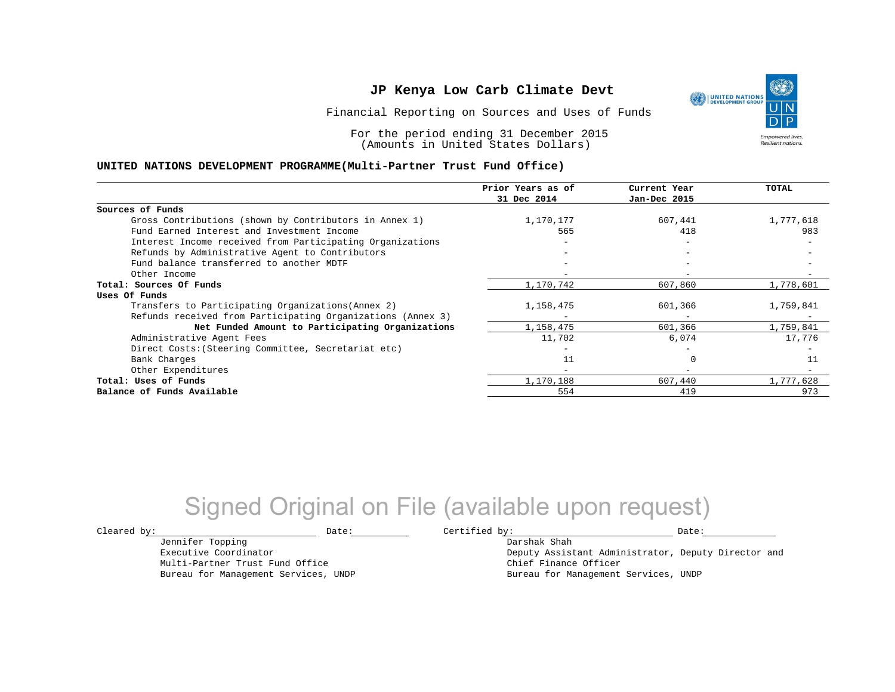# JP Kenya Low Carb Climate Devt

Financial Reporting on Sources and Uses of Funds

For the period ending 31 December 2015
(Amounts in United States Dollars)

**UNITED NATIONS DEVELOPMENT PROGRAMME(Multi-Partner Trust Fund Office)**

| | Prior Years as of 31 Dec 2014 | Current Year Jan-Dec 2015 | TOTAL |
|---|---|---|---|
| **Sources of Funds** | | | |
| Gross Contributions (shown by Contributors in Annex 1) | 1,170,177 | 607,441 | 1,777,618 |
| Fund Earned Interest and Investment Income | 565 | 418 | 983 |
| Interest Income received from Participating Organizations | - | - | - |
| Refunds by Administrative Agent to Contributors | - | - | - |
| Fund balance transferred to another MDTF | - | - | - |
| Other Income | - | - | - |
| **Total: Sources Of Funds** | 1,170,742 | 607,860 | 1,778,601 |
| **Uses Of Funds** | | | |
| Transfers to Participating Organizations(Annex 2) | 1,158,475 | 601,366 | 1,759,841 |
| Refunds received from Participating Organizations (Annex 3) | - | - | - |
| **Net Funded Amount to Participating Organizations** | 1,158,475 | 601,366 | 1,759,841 |
| Administrative Agent Fees | 11,702 | 6,074 | 17,776 |
| Direct Costs:(Steering Committee, Secretariat etc) | - | - | - |
| Bank Charges | 11 | 0 | 11 |
| Other Expenditures | - | - | - |
| **Total: Uses of Funds** | 1,170,188 | 607,440 | 1,777,628 |
| **Balance of Funds Available** | 554 | 419 | 973 |

Signed Original on File (available upon request)

Cleared by: ____________________ Date: __________

Jennifer Topping
Executive Coordinator
Multi-Partner Trust Fund Office
Bureau for Management Services, UNDP

Certified by: ____________________ Date: __________

Darshak Shah
Deputy Assistant Administrator, Deputy Director and
Chief Finance Officer
Bureau for Management Services, UNDP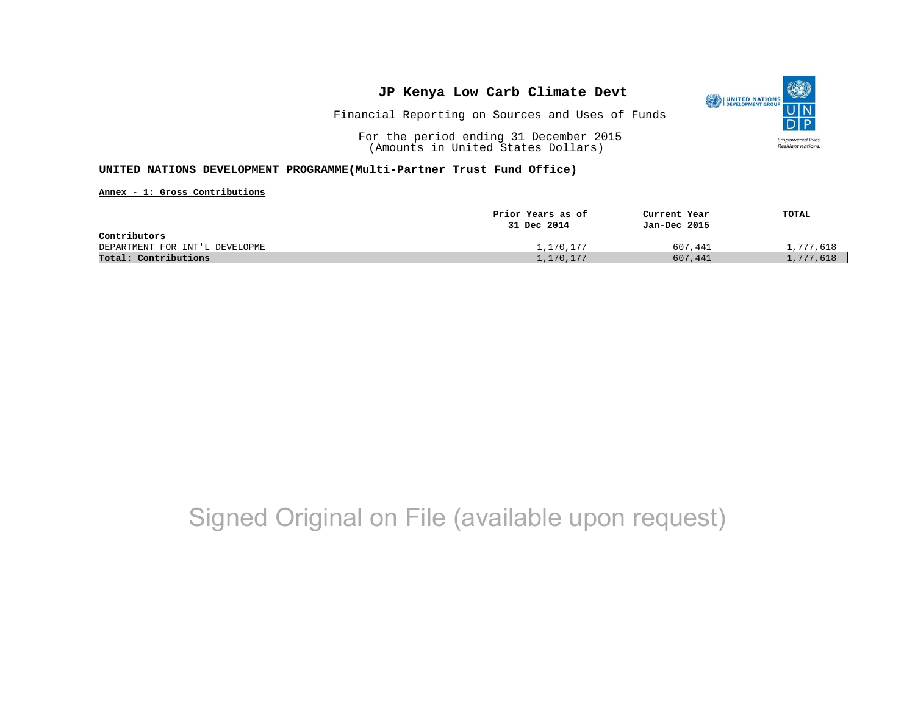# JP Kenya Low Carb Climate Devt

Financial Reporting on Sources and Uses of Funds

For the period ending 31 December 2015
(Amounts in United States Dollars)

**UNITED NATIONS DEVELOPMENT PROGRAMME(Multi-Partner Trust Fund Office)**

**Annex - 1: Gross Contributions**

| | Prior Years as of 31 Dec 2014 | Current Year Jan-Dec 2015 | TOTAL |
|---|---|---|---|
| **Contributors** | | | |
| DEPARTMENT FOR INT'L DEVELOPME | 1,170,177 | 607,441 | 1,777,618 |
| **Total: Contributions** | 1,170,177 | 607,441 | 1,777,618 |

Signed Original on File (available upon request)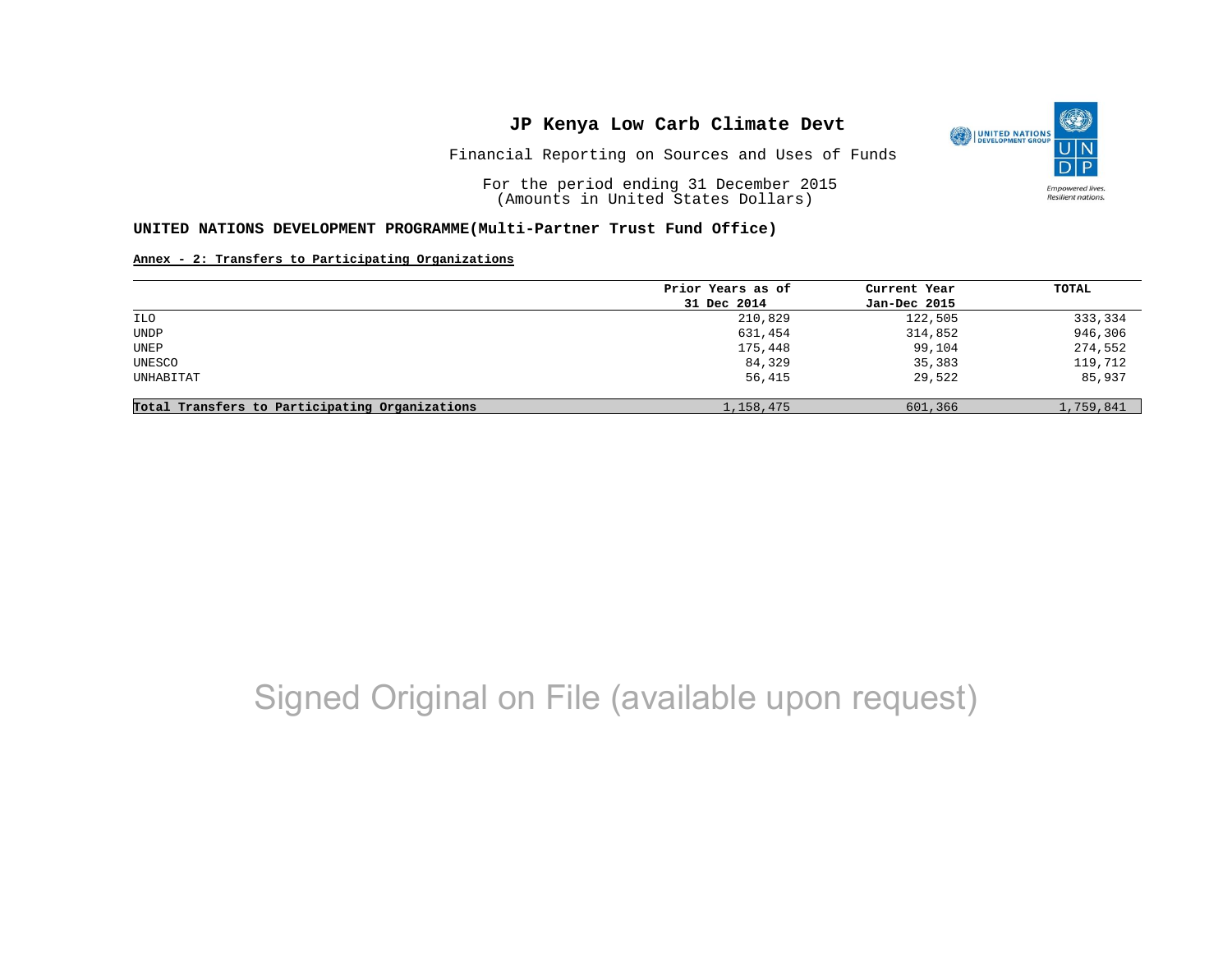# JP Kenya Low Carb Climate Devt

Financial Reporting on Sources and Uses of Funds

For the period ending 31 December 2015
(Amounts in United States Dollars)

**UNITED NATIONS DEVELOPMENT PROGRAMME(Multi-Partner Trust Fund Office)**

**Annex - 2: Transfers to Participating Organizations**

| | Prior Years as of 31 Dec 2014 | Current Year Jan-Dec 2015 | TOTAL |
|---|---|---|---|
| ILO | 210,829 | 122,505 | 333,334 |
| UNDP | 631,454 | 314,852 | 946,306 |
| UNEP | 175,448 | 99,104 | 274,552 |
| UNESCO | 84,329 | 35,383 | 119,712 |
| UNHABITAT | 56,415 | 29,522 | 85,937 |
| **Total Transfers to Participating Organizations** | 1,158,475 | 601,366 | 1,759,841 |

Signed Original on File (available upon request)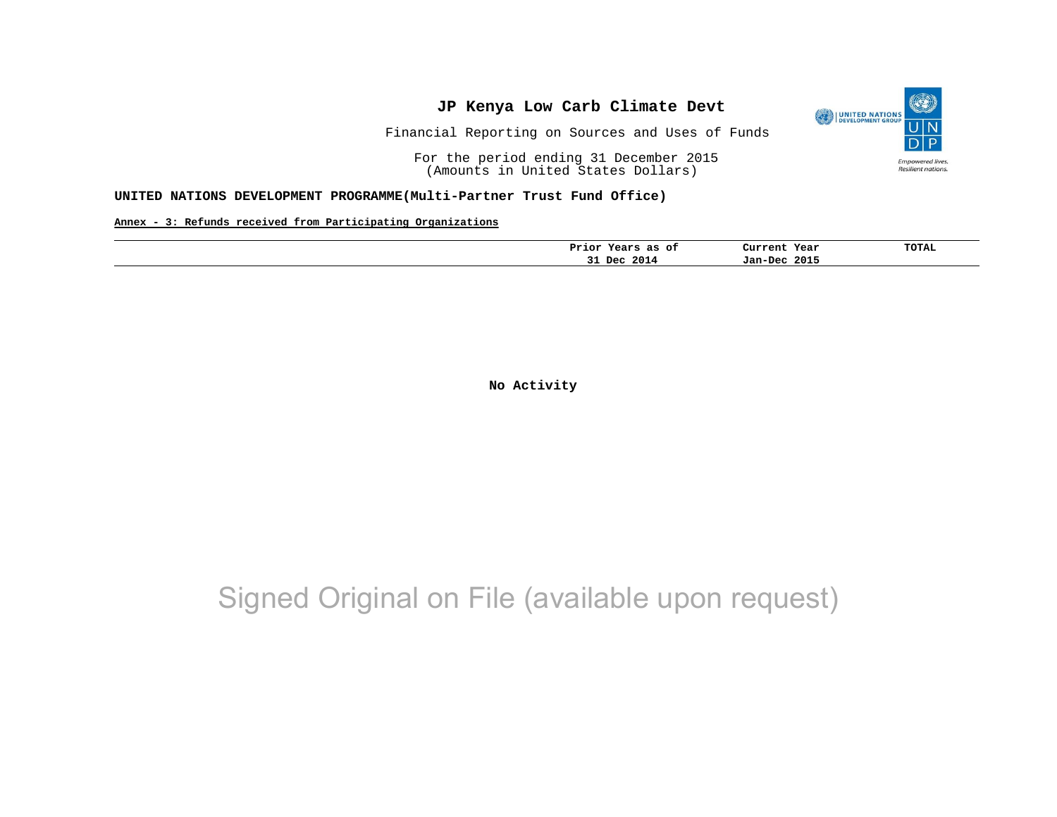# JP Kenya Low Carb Climate Devt

Financial Reporting on Sources and Uses of Funds

For the period ending 31 December 2015
(Amounts in United States Dollars)

**UNITED NATIONS DEVELOPMENT PROGRAMME(Multi-Partner Trust Fund Office)**

**Annex - 3: Refunds received from Participating Organizations**

| | Prior Years as of 31 Dec 2014 | Current Year Jan-Dec 2015 | TOTAL |
|---|---|---|---|

**No Activity**

Signed Original on File (available upon request)